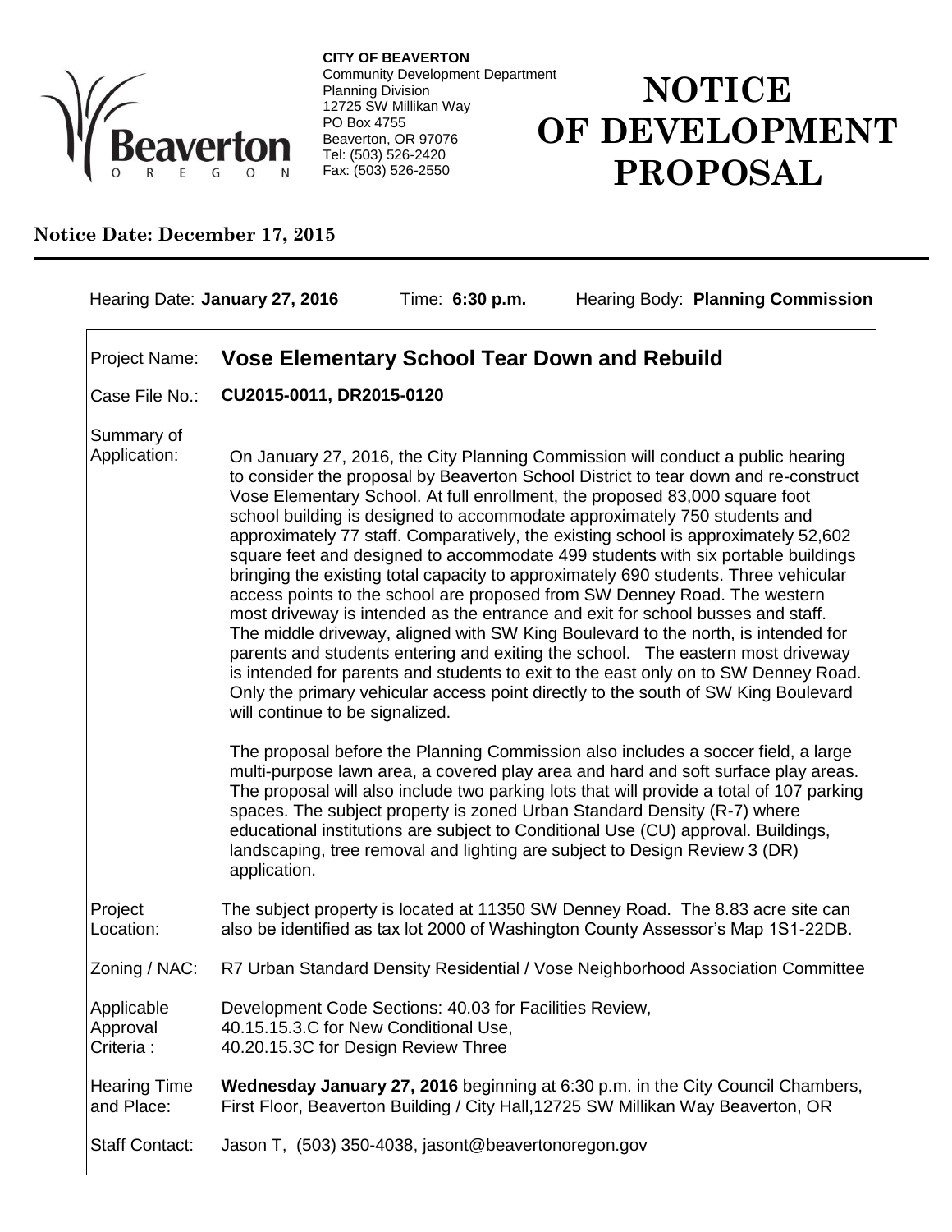**CITY OF BEAVERTON**
Community Development Department
Planning Division
12725 SW Millikan Way
PO Box 4755
Beaverton, OR 97076
Tel: (503) 526-2420
Fax: (503) 526-2550

# NOTICE OF DEVELOPMENT PROPOSAL

**Notice Date: December 17, 2015**

Hearing Date: **January 27, 2016** Time: **6:30 p.m.** Hearing Body: **Planning Commission**

| | |
|---|---|
| Project Name: | **Vose Elementary School Tear Down and Rebuild** |
| Case File No.: | **CU2015-0011, DR2015-0120** |
| Summary of Application: | On January 27, 2016, the City Planning Commission will conduct a public hearing to consider the proposal by Beaverton School District to tear down and re-construct Vose Elementary School. At full enrollment, the proposed 83,000 square foot school building is designed to accommodate approximately 750 students and approximately 77 staff. Comparatively, the existing school is approximately 52,602 square feet and designed to accommodate 499 students with six portable buildings bringing the existing total capacity to approximately 690 students. Three vehicular access points to the school are proposed from SW Denney Road. The western most driveway is intended as the entrance and exit for school busses and staff. The middle driveway, aligned with SW King Boulevard to the north, is intended for parents and students entering and exiting the school. The eastern most driveway is intended for parents and students to exit to the east only on to SW Denney Road. Only the primary vehicular access point directly to the south of SW King Boulevard will continue to be signalized.<br><br>The proposal before the Planning Commission also includes a soccer field, a large multi-purpose lawn area, a covered play area and hard and soft surface play areas. The proposal will also include two parking lots that will provide a total of 107 parking spaces. The subject property is zoned Urban Standard Density (R-7) where educational institutions are subject to Conditional Use (CU) approval. Buildings, landscaping, tree removal and lighting are subject to Design Review 3 (DR) application. |
| Project Location: | The subject property is located at 11350 SW Denney Road. The 8.83 acre site can also be identified as tax lot 2000 of Washington County Assessor's Map 1S1-22DB. |
| Zoning / NAC: | R7 Urban Standard Density Residential / Vose Neighborhood Association Committee |
| Applicable Approval Criteria : | Development Code Sections: 40.03 for Facilities Review,<br>40.15.15.3.C for New Conditional Use,<br>40.20.15.3C for Design Review Three |
| Hearing Time and Place: | **Wednesday January 27, 2016** beginning at 6:30 p.m. in the City Council Chambers, First Floor, Beaverton Building / City Hall,12725 SW Millikan Way Beaverton, OR |
| Staff Contact: | Jason T, (503) 350-4038, jasont@beavertonoregon.gov |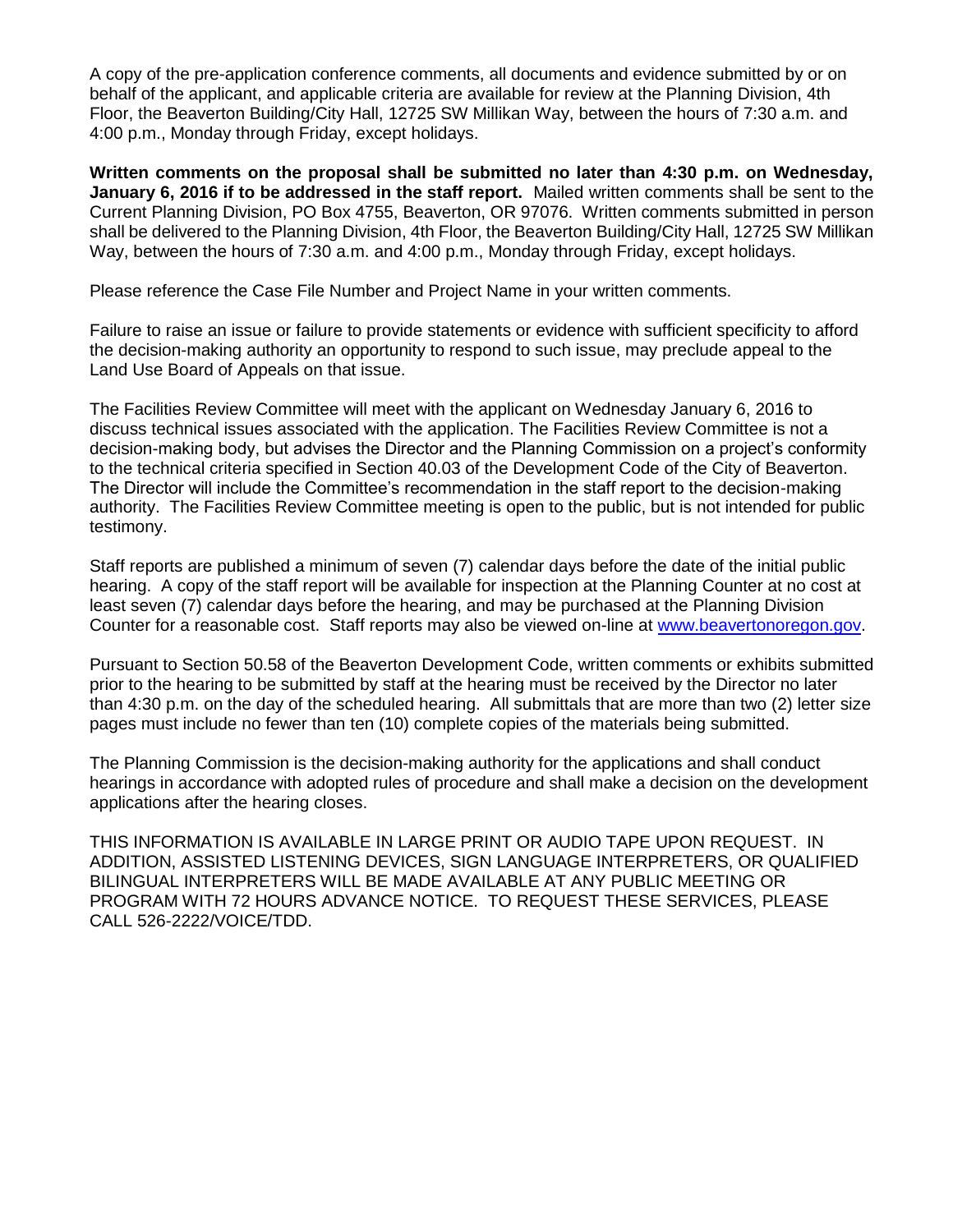A copy of the pre-application conference comments, all documents and evidence submitted by or on behalf of the applicant, and applicable criteria are available for review at the Planning Division, 4th Floor, the Beaverton Building/City Hall, 12725 SW Millikan Way, between the hours of 7:30 a.m. and 4:00 p.m., Monday through Friday, except holidays.

**Written comments on the proposal shall be submitted no later than 4:30 p.m. on Wednesday, January 6, 2016 if to be addressed in the staff report.** Mailed written comments shall be sent to the Current Planning Division, PO Box 4755, Beaverton, OR 97076. Written comments submitted in person shall be delivered to the Planning Division, 4th Floor, the Beaverton Building/City Hall, 12725 SW Millikan Way, between the hours of 7:30 a.m. and 4:00 p.m., Monday through Friday, except holidays.

Please reference the Case File Number and Project Name in your written comments.

Failure to raise an issue or failure to provide statements or evidence with sufficient specificity to afford the decision-making authority an opportunity to respond to such issue, may preclude appeal to the Land Use Board of Appeals on that issue.

The Facilities Review Committee will meet with the applicant on Wednesday January 6, 2016 to discuss technical issues associated with the application. The Facilities Review Committee is not a decision-making body, but advises the Director and the Planning Commission on a project's conformity to the technical criteria specified in Section 40.03 of the Development Code of the City of Beaverton. The Director will include the Committee's recommendation in the staff report to the decision-making authority. The Facilities Review Committee meeting is open to the public, but is not intended for public testimony.

Staff reports are published a minimum of seven (7) calendar days before the date of the initial public hearing. A copy of the staff report will be available for inspection at the Planning Counter at no cost at least seven (7) calendar days before the hearing, and may be purchased at the Planning Division Counter for a reasonable cost. Staff reports may also be viewed on-line at www.beavertonoregon.gov.

Pursuant to Section 50.58 of the Beaverton Development Code, written comments or exhibits submitted prior to the hearing to be submitted by staff at the hearing must be received by the Director no later than 4:30 p.m. on the day of the scheduled hearing. All submittals that are more than two (2) letter size pages must include no fewer than ten (10) complete copies of the materials being submitted.

The Planning Commission is the decision-making authority for the applications and shall conduct hearings in accordance with adopted rules of procedure and shall make a decision on the development applications after the hearing closes.

THIS INFORMATION IS AVAILABLE IN LARGE PRINT OR AUDIO TAPE UPON REQUEST. IN ADDITION, ASSISTED LISTENING DEVICES, SIGN LANGUAGE INTERPRETERS, OR QUALIFIED BILINGUAL INTERPRETERS WILL BE MADE AVAILABLE AT ANY PUBLIC MEETING OR PROGRAM WITH 72 HOURS ADVANCE NOTICE. TO REQUEST THESE SERVICES, PLEASE CALL 526-2222/VOICE/TDD.